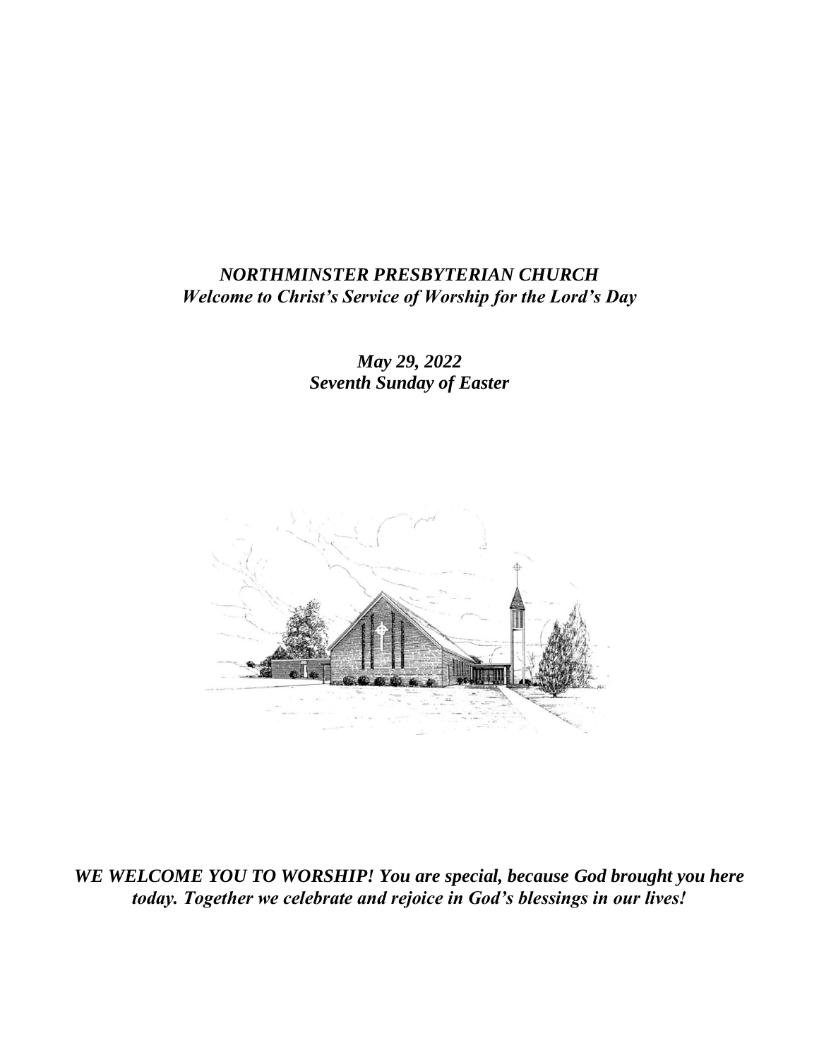***NORTHMINSTER PRESBYTERIAN CHURCH***
***Welcome to Christ's Service of Worship for the Lord's Day***

***May 29, 2022***
***Seventh Sunday of Easter***

***WE WELCOME YOU TO WORSHIP! You are special, because God brought you here today. Together we celebrate and rejoice in God's blessings in our lives!***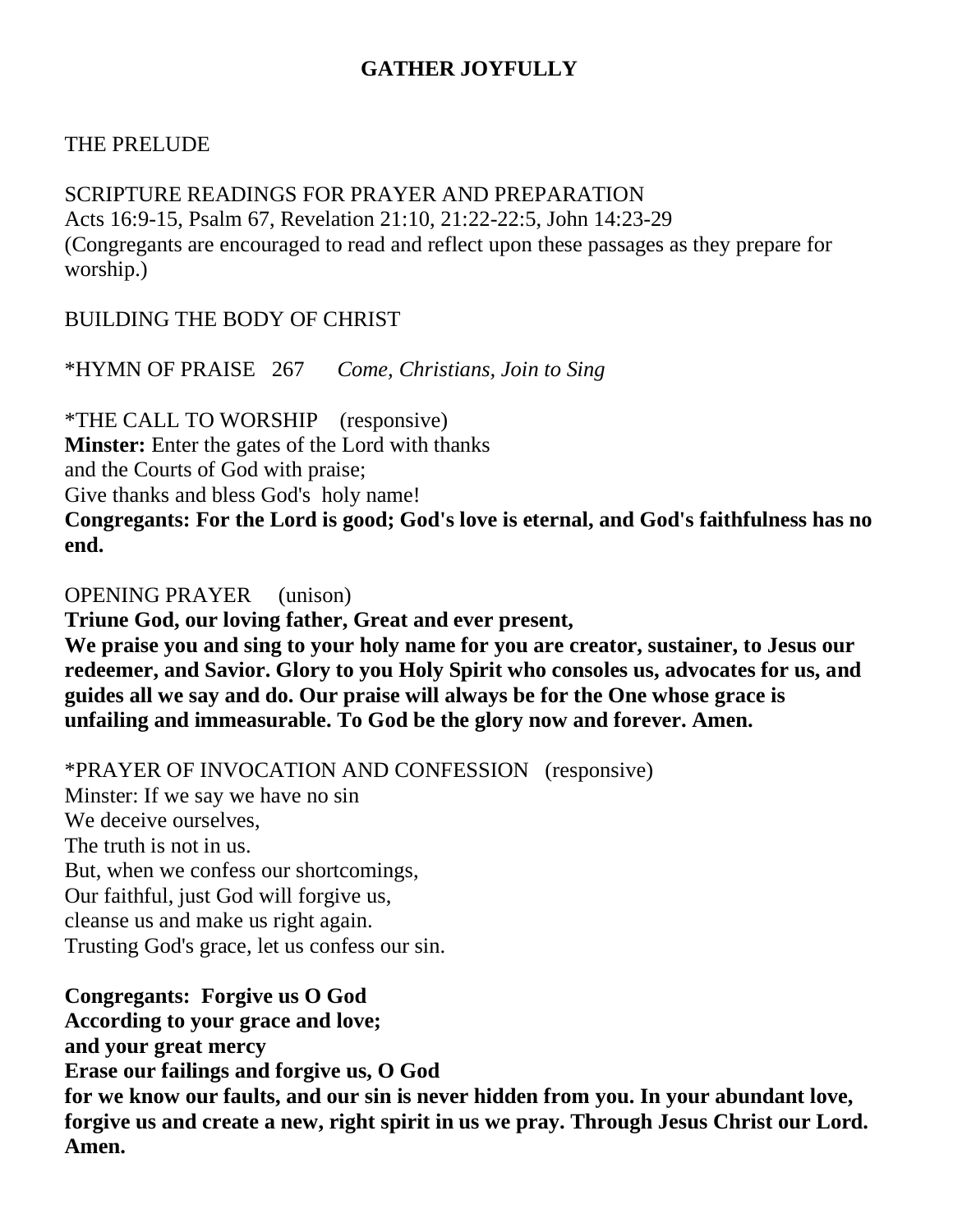## GATHER JOYFULLY

THE PRELUDE

SCRIPTURE READINGS FOR PRAYER AND PREPARATION
Acts 16:9-15, Psalm 67, Revelation 21:10, 21:22-22:5, John 14:23-29
(Congregants are encouraged to read and reflect upon these passages as they prepare for worship.)

BUILDING THE BODY OF CHRIST

*HYMN OF PRAISE 267 *Come, Christians, Join to Sing*

*THE CALL TO WORSHIP (responsive)
**Minster:** Enter the gates of the Lord with thanks
and the Courts of God with praise;
Give thanks and bless God's holy name!
**Congregants: For the Lord is good; God's love is eternal, and God's faithfulness has no end.**

OPENING PRAYER (unison)
**Triune God, our loving father, Great and ever present,**
**We praise you and sing to your holy name for you are creator, sustainer, to Jesus our redeemer, and Savior. Glory to you Holy Spirit who consoles us, advocates for us, and guides all we say and do. Our praise will always be for the One whose grace is unfailing and immeasurable. To God be the glory now and forever. Amen.**

*PRAYER OF INVOCATION AND CONFESSION (responsive)
Minster: If we say we have no sin
We deceive ourselves,
The truth is not in us.
But, when we confess our shortcomings,
Our faithful, just God will forgive us,
cleanse us and make us right again.
Trusting God's grace, let us confess our sin.

**Congregants: Forgive us O God**
**According to your grace and love;**
**and your great mercy**
**Erase our failings and forgive us, O God**
**for we know our faults, and our sin is never hidden from you. In your abundant love, forgive us and create a new, right spirit in us we pray. Through Jesus Christ our Lord. Amen.**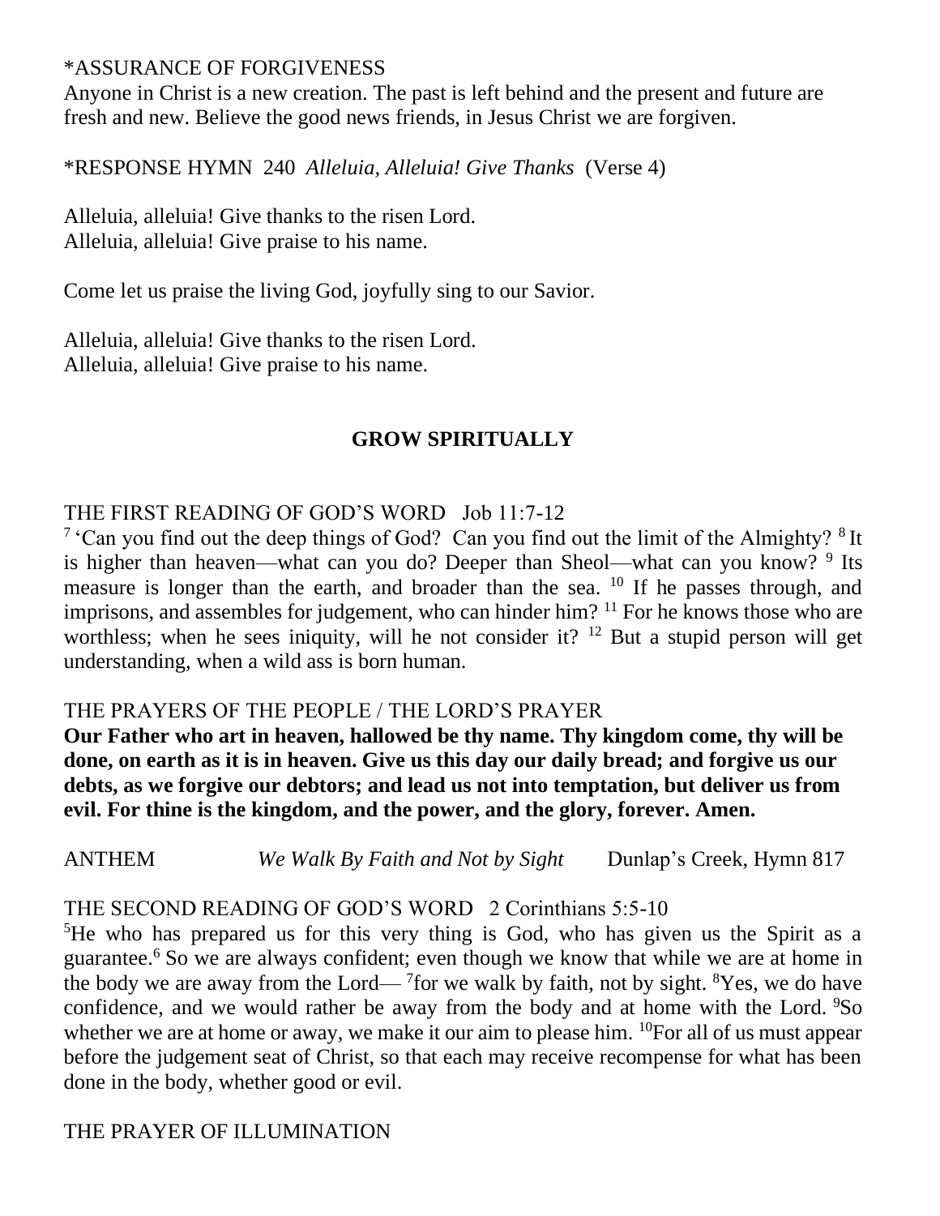*ASSURANCE OF FORGIVENESS

Anyone in Christ is a new creation. The past is left behind and the present and future are fresh and new. Believe the good news friends, in Jesus Christ we are forgiven.

*RESPONSE HYMN 240 *Alleluia, Alleluia! Give Thanks* (Verse 4)

Alleluia, alleluia! Give thanks to the risen Lord.
Alleluia, alleluia! Give praise to his name.

Come let us praise the living God, joyfully sing to our Savior.

Alleluia, alleluia! Give thanks to the risen Lord.
Alleluia, alleluia! Give praise to his name.

## GROW SPIRITUALLY

THE FIRST READING OF GOD'S WORD Job 11:7-12

[7] 'Can you find out the deep things of God? Can you find out the limit of the Almighty? [8] It is higher than heaven—what can you do? Deeper than Sheol—what can you know? [9] Its measure is longer than the earth, and broader than the sea. [10] If he passes through, and imprisons, and assembles for judgement, who can hinder him? [11] For he knows those who are worthless; when he sees iniquity, will he not consider it? [12] But a stupid person will get understanding, when a wild ass is born human.

THE PRAYERS OF THE PEOPLE / THE LORD'S PRAYER

**Our Father who art in heaven, hallowed be thy name. Thy kingdom come, thy will be done, on earth as it is in heaven. Give us this day our daily bread; and forgive us our debts, as we forgive our debtors; and lead us not into temptation, but deliver us from evil. For thine is the kingdom, and the power, and the glory, forever. Amen.**

ANTHEM *We Walk By Faith and Not by Sight* Dunlap's Creek, Hymn 817

THE SECOND READING OF GOD'S WORD 2 Corinthians 5:5-10

[5]He who has prepared us for this very thing is God, who has given us the Spirit as a guarantee.[6] So we are always confident; even though we know that while we are at home in the body we are away from the Lord— [7]for we walk by faith, not by sight. [8]Yes, we do have confidence, and we would rather be away from the body and at home with the Lord. [9]So whether we are at home or away, we make it our aim to please him. [10]For all of us must appear before the judgement seat of Christ, so that each may receive recompense for what has been done in the body, whether good or evil.

THE PRAYER OF ILLUMINATION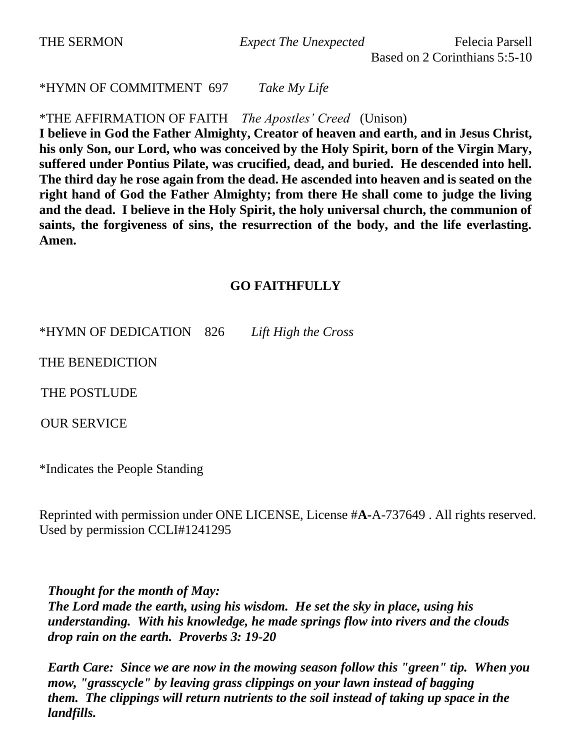THE SERMON *Expect The Unexpected* Felecia Parsell
Based on 2 Corinthians 5:5-10

*HYMN OF COMMITMENT 697 *Take My Life*

*THE AFFIRMATION OF FAITH *The Apostles' Creed* (Unison)
**I believe in God the Father Almighty, Creator of heaven and earth, and in Jesus Christ, his only Son, our Lord, who was conceived by the Holy Spirit, born of the Virgin Mary, suffered under Pontius Pilate, was crucified, dead, and buried. He descended into hell. The third day he rose again from the dead. He ascended into heaven and is seated on the right hand of God the Father Almighty; from there He shall come to judge the living and the dead. I believe in the Holy Spirit, the holy universal church, the communion of saints, the forgiveness of sins, the resurrection of the body, and the life everlasting. Amen.**

## GO FAITHFULLY

*HYMN OF DEDICATION 826 *Lift High the Cross*

THE BENEDICTION

THE POSTLUDE

OUR SERVICE

*Indicates the People Standing

Reprinted with permission under ONE LICENSE, License #**A**-A-737649 . All rights reserved. Used by permission CCLI#1241295

***Thought for the month of May:***
***The Lord made the earth, using his wisdom. He set the sky in place, using his understanding. With his knowledge, he made springs flow into rivers and the clouds drop rain on the earth. Proverbs 3: 19-20***

***Earth Care: Since we are now in the mowing season follow this "green" tip. When you mow, "grasscycle" by leaving grass clippings on your lawn instead of bagging them. The clippings will return nutrients to the soil instead of taking up space in the landfills.***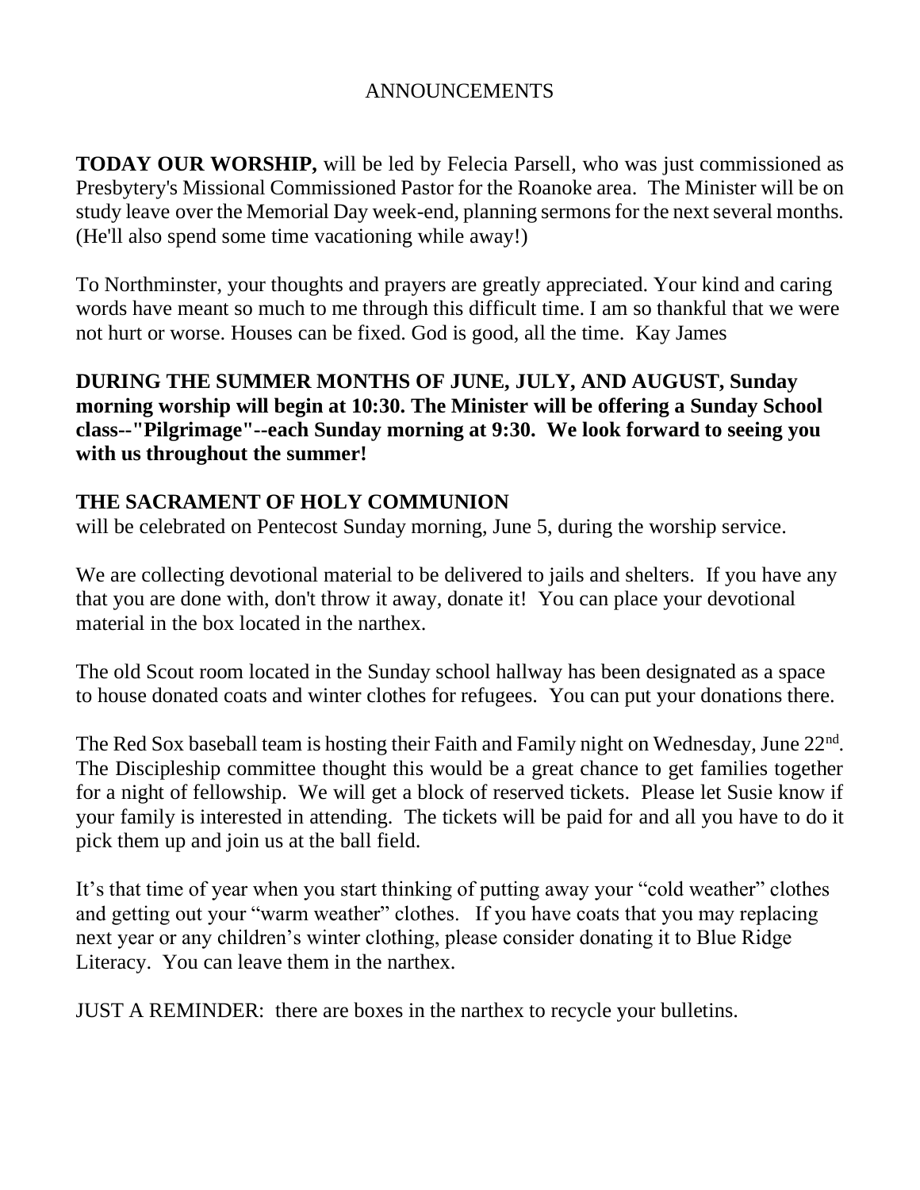# ANNOUNCEMENTS

**TODAY OUR WORSHIP,** will be led by Felecia Parsell, who was just commissioned as Presbytery's Missional Commissioned Pastor for the Roanoke area. The Minister will be on study leave over the Memorial Day week-end, planning sermons for the next several months. (He'll also spend some time vacationing while away!)

To Northminster, your thoughts and prayers are greatly appreciated. Your kind and caring words have meant so much to me through this difficult time. I am so thankful that we were not hurt or worse. Houses can be fixed. God is good, all the time. Kay James

**DURING THE SUMMER MONTHS OF JUNE, JULY, AND AUGUST, Sunday morning worship will begin at 10:30. The Minister will be offering a Sunday School class--"Pilgrimage"--each Sunday morning at 9:30. We look forward to seeing you with us throughout the summer!**

**THE SACRAMENT OF HOLY COMMUNION**
will be celebrated on Pentecost Sunday morning, June 5, during the worship service.

We are collecting devotional material to be delivered to jails and shelters. If you have any that you are done with, don't throw it away, donate it! You can place your devotional material in the box located in the narthex.

The old Scout room located in the Sunday school hallway has been designated as a space to house donated coats and winter clothes for refugees. You can put your donations there.

The Red Sox baseball team is hosting their Faith and Family night on Wednesday, June 22nd. The Discipleship committee thought this would be a great chance to get families together for a night of fellowship. We will get a block of reserved tickets. Please let Susie know if your family is interested in attending. The tickets will be paid for and all you have to do it pick them up and join us at the ball field.

It's that time of year when you start thinking of putting away your "cold weather" clothes and getting out your "warm weather" clothes. If you have coats that you may replacing next year or any children's winter clothing, please consider donating it to Blue Ridge Literacy. You can leave them in the narthex.

JUST A REMINDER: there are boxes in the narthex to recycle your bulletins.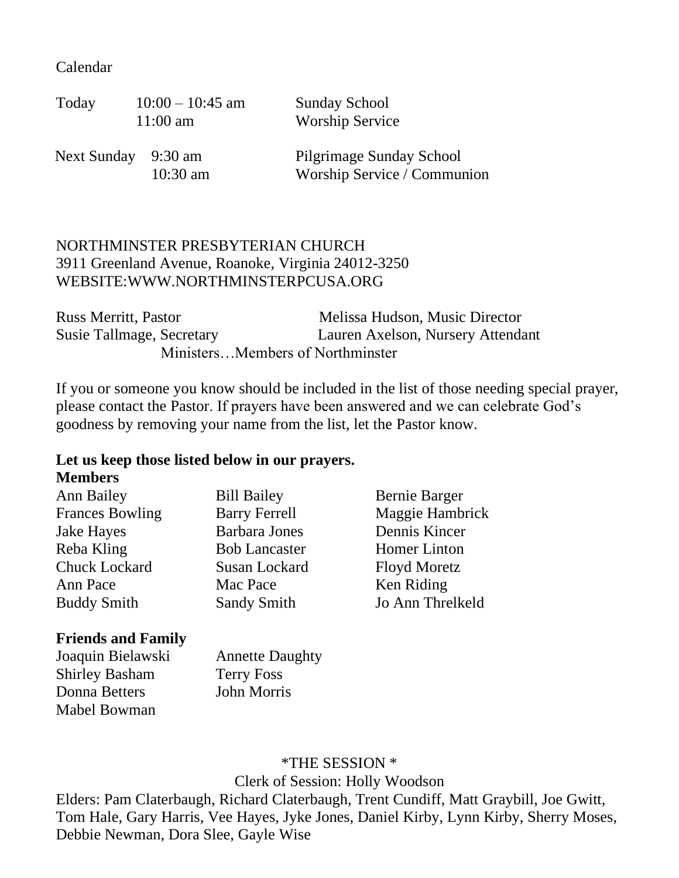Calendar

| | | |
|---|---|---|
| Today | 10:00 – 10:45 am | Sunday School |
| | 11:00 am | Worship Service |
| Next Sunday | 9:30 am | Pilgrimage Sunday School |
| | 10:30 am | Worship Service / Communion |

NORTHMINSTER PRESBYTERIAN CHURCH
3911 Greenland Avenue, Roanoke, Virginia 24012-3250
WEBSITE:WWW.NORTHMINSTERPCUSA.ORG

| | |
|---|---|
| Russ Merritt, Pastor | Melissa Hudson, Music Director |
| Susie Tallmage, Secretary | Lauren Axelson, Nursery Attendant |

Ministers…Members of Northminster

If you or someone you know should be included in the list of those needing special prayer, please contact the Pastor. If prayers have been answered and we can celebrate God's goodness by removing your name from the list, let the Pastor know.

**Let us keep those listed below in our prayers.**

**Members**

| | | |
|---|---|---|
| Ann Bailey | Bill Bailey | Bernie Barger |
| Frances Bowling | Barry Ferrell | Maggie Hambrick |
| Jake Hayes | Barbara Jones | Dennis Kincer |
| Reba Kling | Bob Lancaster | Homer Linton |
| Chuck Lockard | Susan Lockard | Floyd Moretz |
| Ann Pace | Mac Pace | Ken Riding |
| Buddy Smith | Sandy Smith | Jo Ann Threlkeld |

**Friends and Family**

| | |
|---|---|
| Joaquin Bielawski | Annette Daughty |
| Shirley Basham | Terry Foss |
| Donna Betters | John Morris |
| Mabel Bowman | |

*THE SESSION *

Clerk of Session: Holly Woodson

Elders: Pam Claterbaugh, Richard Claterbaugh, Trent Cundiff, Matt Graybill, Joe Gwitt, Tom Hale, Gary Harris, Vee Hayes, Jyke Jones, Daniel Kirby, Lynn Kirby, Sherry Moses, Debbie Newman, Dora Slee, Gayle Wise